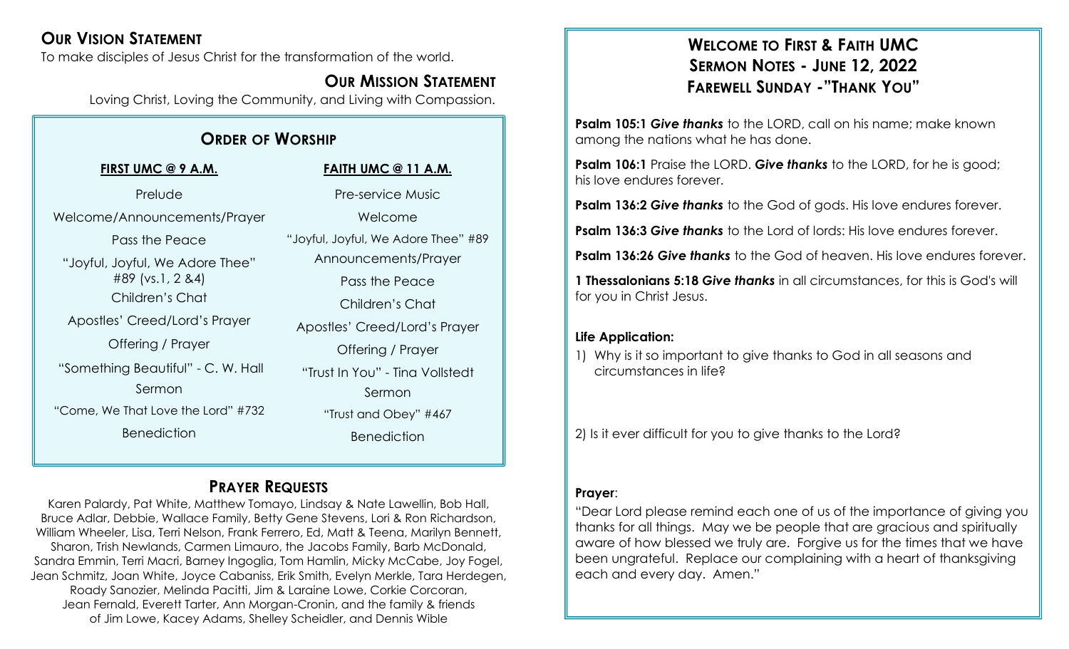## Our Vision Statement

To make disciples of Jesus Christ for the transformation of the world.

## Our Mission Statement

Loving Christ, Loving the Community, and Living with Compassion.

## Order of Worship

**FIRST UMC @ 9 A.M.**

Prelude

Welcome/Announcements/Prayer

Pass the Peace

"Joyful, Joyful, We Adore Thee" #89 (vs.1, 2 &4)

Children's Chat

Apostles' Creed/Lord's Prayer

Offering / Prayer

"Something Beautiful" - C. W. Hall

Sermon

"Come, We That Love the Lord" #732

Benediction

**FAITH UMC @ 11 A.M.**

Pre-service Music

Welcome

"Joyful, Joyful, We Adore Thee" #89

Announcements/Prayer

Pass the Peace

Children's Chat

Apostles' Creed/Lord's Prayer

Offering / Prayer

"Trust In You" - Tina Vollstedt

Sermon

"Trust and Obey" #467

Benediction

## Prayer Requests

Karen Palardy, Pat White, Matthew Tomayo, Lindsay & Nate Lawellin, Bob Hall, Bruce Adlar, Debbie, Wallace Family, Betty Gene Stevens, Lori & Ron Richardson, William Wheeler, Lisa, Terri Nelson, Frank Ferrero, Ed, Matt & Teena, Marilyn Bennett, Sharon, Trish Newlands, Carmen Limauro, the Jacobs Family, Barb McDonald, Sandra Emmin, Terri Macri, Barney Ingoglia, Tom Hamlin, Micky McCabe, Joy Fogel, Jean Schmitz, Joan White, Joyce Cabaniss, Erik Smith, Evelyn Merkle, Tara Herdegen, Roady Sanozier, Melinda Pacitti, Jim & Laraine Lowe, Corkie Corcoran, Jean Fernald, Everett Tarter, Ann Morgan-Cronin, and the family & friends of Jim Lowe, Kacey Adams, Shelley Scheidler, and Dennis Wible

## Welcome to First & Faith UMC
## Sermon Notes - June 12, 2022
## Farewell Sunday -"Thank You"

**Psalm 105:1** ***Give thanks*** to the LORD, call on his name; make known among the nations what he has done.

**Psalm 106:1** Praise the LORD. ***Give thanks*** to the LORD, for he is good; his love endures forever.

**Psalm 136:2** ***Give thanks*** to the God of gods. His love endures forever.

**Psalm 136:3** ***Give thanks*** to the Lord of lords: His love endures forever.

**Psalm 136:26** ***Give thanks*** to the God of heaven. His love endures forever.

**1 Thessalonians 5:18** ***Give thanks*** in all circumstances, for this is God's will for you in Christ Jesus.

**Life Application:**

1) Why is it so important to give thanks to God in all seasons and circumstances in life?

2) Is it ever difficult for you to give thanks to the Lord?

**Prayer**:

"Dear Lord please remind each one of us of the importance of giving you thanks for all things. May we be people that are gracious and spiritually aware of how blessed we truly are. Forgive us for the times that we have been ungrateful. Replace our complaining with a heart of thanksgiving each and every day. Amen."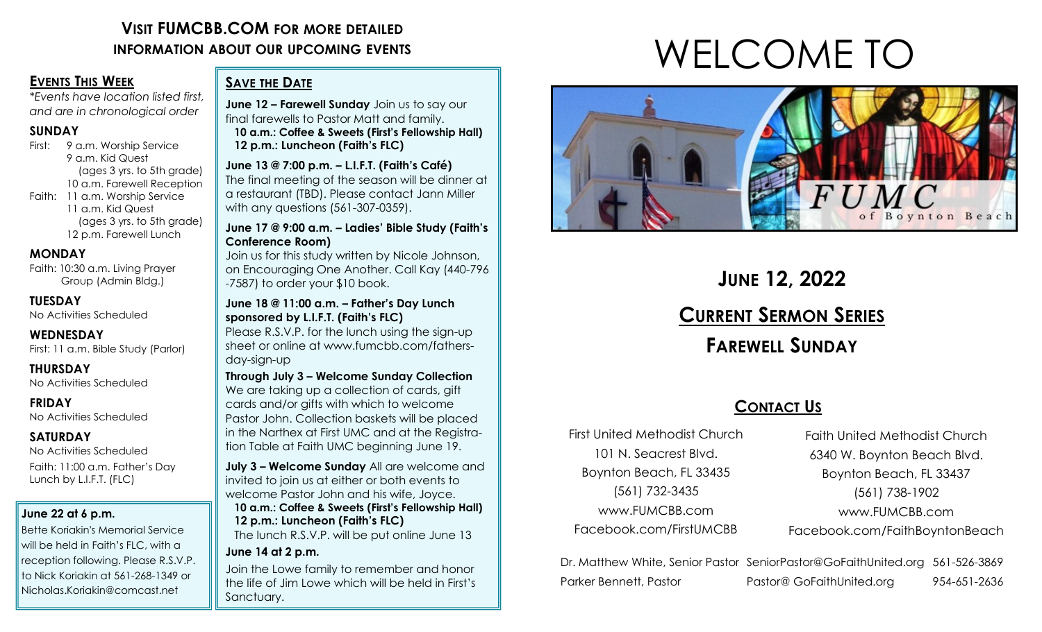**VISIT FUMCBB.COM FOR MORE DETAILED INFORMATION ABOUT OUR UPCOMING EVENTS**

## EVENTS THIS WEEK

*\*Events have location listed first, and are in chronological order*

### SUNDAY

First: 9 a.m. Worship Service
9 a.m. Kid Quest (ages 3 yrs. to 5th grade)
10 a.m. Farewell Reception

Faith: 11 a.m. Worship Service
11 a.m. Kid Quest (ages 3 yrs. to 5th grade)
12 p.m. Farewell Lunch

### MONDAY

Faith: 10:30 a.m. Living Prayer Group (Admin Bldg.)

### TUESDAY

No Activities Scheduled

### WEDNESDAY

First: 11 a.m. Bible Study (Parlor)

### THURSDAY

No Activities Scheduled

### FRIDAY

No Activities Scheduled

### SATURDAY

No Activities Scheduled

Faith: 11:00 a.m. Father's Day Lunch by L.I.F.T. (FLC)

**June 22 at 6 p.m.**

Bette Koriakin's Memorial Service will be held in Faith's FLC, with a reception following. Please R.S.V.P. to Nick Koriakin at 561-268-1349 or Nicholas.Koriakin@comcast.net

## SAVE THE DATE

**June 12 – Farewell Sunday** Join us to say our final farewells to Pastor Matt and family.
**10 a.m.: Coffee & Sweets (First's Fellowship Hall)**
**12 p.m.: Luncheon (Faith's FLC)**

**June 13 @ 7:00 p.m. – L.I.F.T. (Faith's Café)**
The final meeting of the season will be dinner at a restaurant (TBD). Please contact Jann Miller with any questions (561-307-0359).

**June 17 @ 9:00 a.m. – Ladies' Bible Study (Faith's Conference Room)**
Join us for this study written by Nicole Johnson, on Encouraging One Another. Call Kay (440-796-7587) to order your $10 book.

**June 18 @ 11:00 a.m. – Father's Day Lunch sponsored by L.I.F.T. (Faith's FLC)**
Please R.S.V.P. for the lunch using the sign-up sheet or online at www.fumcbb.com/fathers-day-sign-up

**Through July 3 – Welcome Sunday Collection**
We are taking up a collection of cards, gift cards and/or gifts with which to welcome Pastor John. Collection baskets will be placed in the Narthex at First UMC and at the Registration Table at Faith UMC beginning June 19.

**July 3 – Welcome Sunday** All are welcome and invited to join us at either or both events to welcome Pastor John and his wife, Joyce.
**10 a.m.: Coffee & Sweets (First's Fellowship Hall)**
**12 p.m.: Luncheon (Faith's FLC)**
The lunch R.S.V.P. will be put online June 13

**June 14 at 2 p.m.**
Join the Lowe family to remember and honor the life of Jim Lowe which will be held in First's Sanctuary.

# WELCOME TO

FUMC of Boynton Beach

## JUNE 12, 2022

## CURRENT SERMON SERIES

## FAREWELL SUNDAY

## CONTACT US

First United Methodist Church
101 N. Seacrest Blvd.
Boynton Beach, FL 33435
(561) 732-3435
www.FUMCBB.com
Facebook.com/FirstUMCBB

Faith United Methodist Church
6340 W. Boynton Beach Blvd.
Boynton Beach, FL 33437
(561) 738-1902
www.FUMCBB.com
Facebook.com/FaithBoyntonBeach

| | | |
|---|---|---|
| Dr. Matthew White, Senior Pastor | SeniorPastor@GoFaithUnited.org | 561-526-3869 |
| Parker Bennett, Pastor | Pastor@ GoFaithUnited.org | 954-651-2636 |